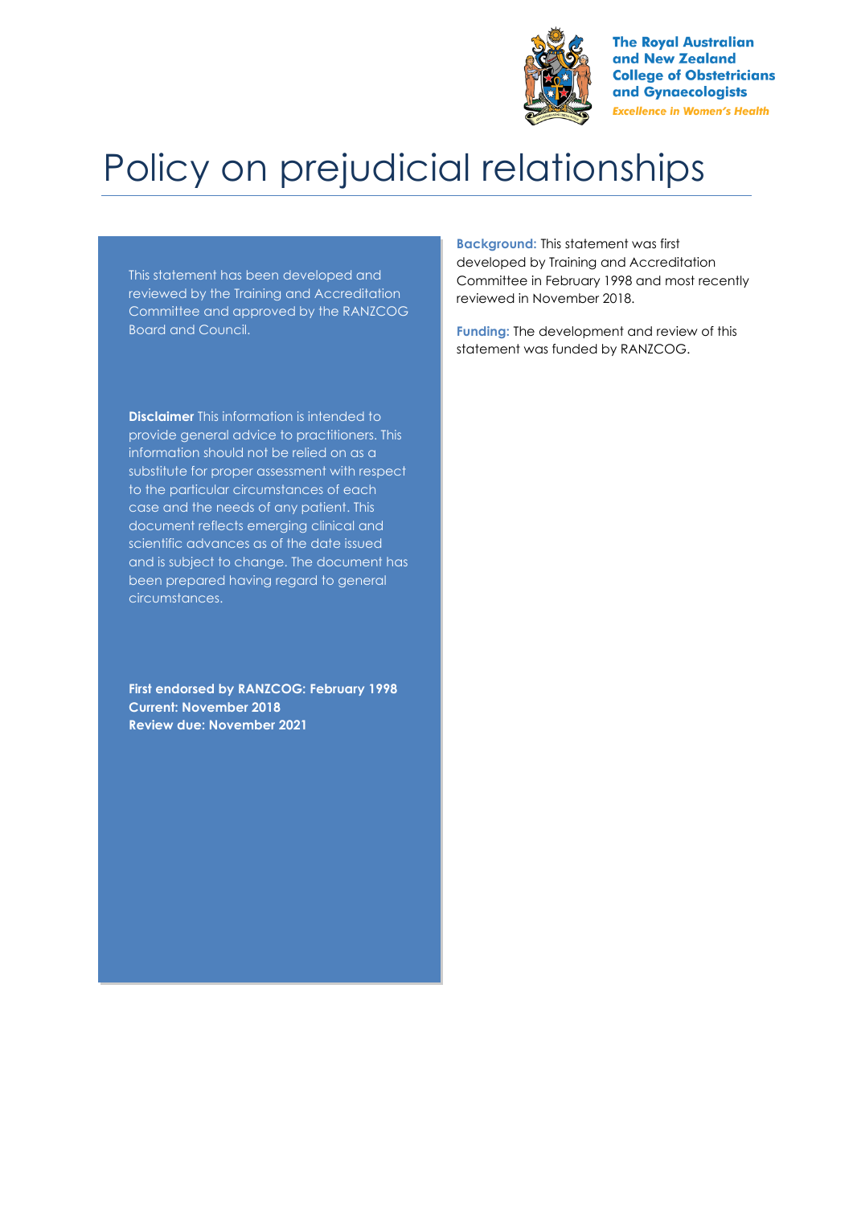The Royal Australian and New Zealand College of Obstetricians and Gynaecologists

*Excellence in Women's Health*

# Policy on prejudicial relationships

This statement has been developed and reviewed by the Training and Accreditation Committee and approved by the RANZCOG Board and Council.

**Disclaimer** This information is intended to provide general advice to practitioners. This information should not be relied on as a substitute for proper assessment with respect to the particular circumstances of each case and the needs of any patient. This document reflects emerging clinical and scientific advances as of the date issued and is subject to change. The document has been prepared having regard to general circumstances.

**First endorsed by RANZCOG: February 1998**
**Current: November 2018**
**Review due: November 2021**

**Background:** This statement was first developed by Training and Accreditation Committee in February 1998 and most recently reviewed in November 2018.

**Funding:** The development and review of this statement was funded by RANZCOG.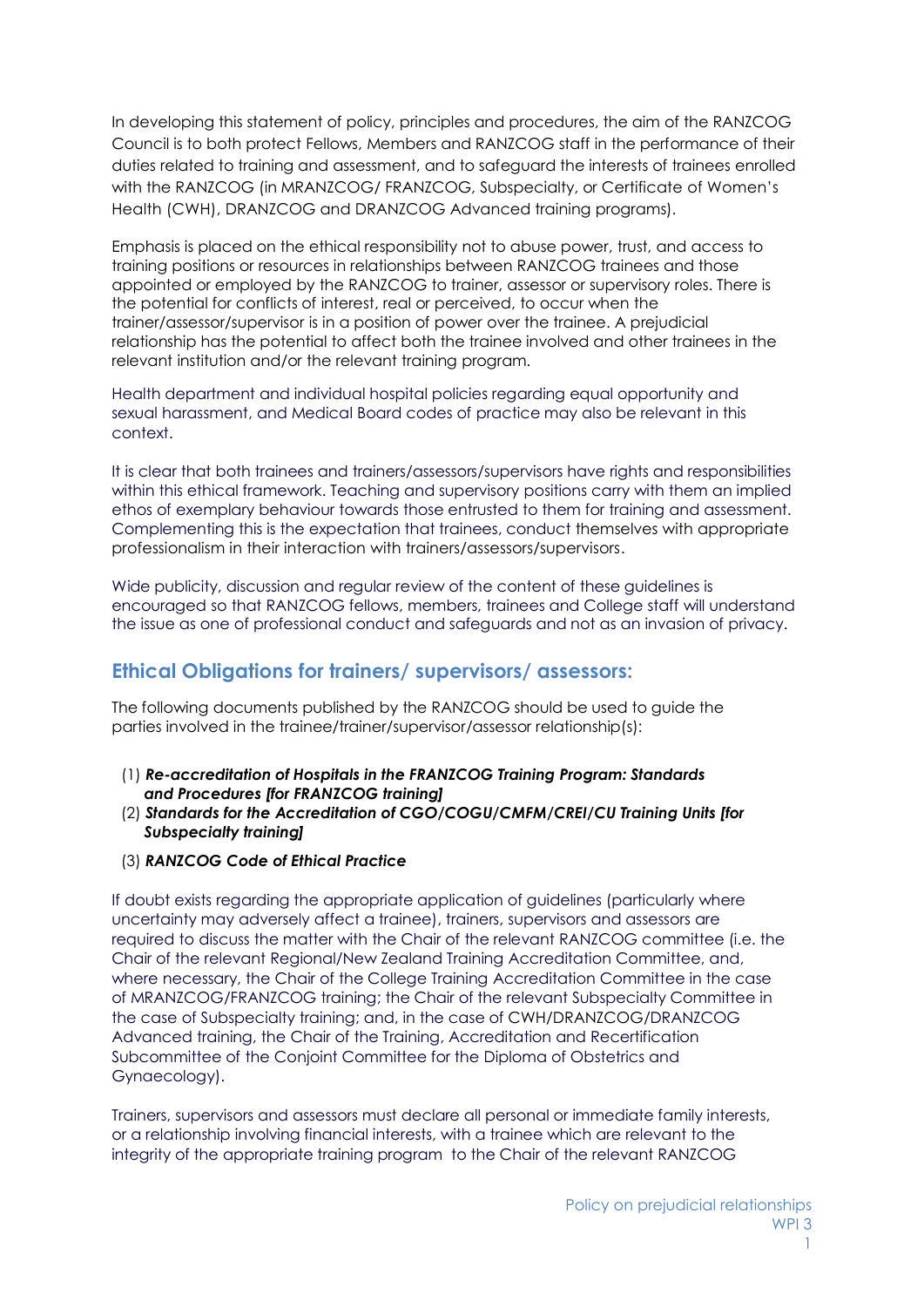In developing this statement of policy, principles and procedures, the aim of the RANZCOG Council is to both protect Fellows, Members and RANZCOG staff in the performance of their duties related to training and assessment, and to safeguard the interests of trainees enrolled with the RANZCOG (in MRANZCOG/ FRANZCOG, Subspecialty, or Certificate of Women's Health (CWH), DRANZCOG and DRANZCOG Advanced training programs).

Emphasis is placed on the ethical responsibility not to abuse power, trust, and access to training positions or resources in relationships between RANZCOG trainees and those appointed or employed by the RANZCOG to trainer, assessor or supervisory roles. There is the potential for conflicts of interest, real or perceived, to occur when the trainer/assessor/supervisor is in a position of power over the trainee. A prejudicial relationship has the potential to affect both the trainee involved and other trainees in the relevant institution and/or the relevant training program.

Health department and individual hospital policies regarding equal opportunity and sexual harassment, and Medical Board codes of practice may also be relevant in this context.

It is clear that both trainees and trainers/assessors/supervisors have rights and responsibilities within this ethical framework. Teaching and supervisory positions carry with them an implied ethos of exemplary behaviour towards those entrusted to them for training and assessment. Complementing this is the expectation that trainees, conduct themselves with appropriate professionalism in their interaction with trainers/assessors/supervisors.

Wide publicity, discussion and regular review of the content of these guidelines is encouraged so that RANZCOG fellows, members, trainees and College staff will understand the issue as one of professional conduct and safeguards and not as an invasion of privacy.

## Ethical Obligations for trainers/ supervisors/ assessors:

The following documents published by the RANZCOG should be used to guide the parties involved in the trainee/trainer/supervisor/assessor relationship(s):

(1) ***Re-accreditation of Hospitals in the FRANZCOG Training Program: Standards and Procedures [for FRANZCOG training]***

(2) ***Standards for the Accreditation of CGO/COGU/CMFM/CREI/CU Training Units [for Subspecialty training]***

(3) ***RANZCOG Code of Ethical Practice***

If doubt exists regarding the appropriate application of guidelines (particularly where uncertainty may adversely affect a trainee), trainers, supervisors and assessors are required to discuss the matter with the Chair of the relevant RANZCOG committee (i.e. the Chair of the relevant Regional/New Zealand Training Accreditation Committee, and, where necessary, the Chair of the College Training Accreditation Committee in the case of MRANZCOG/FRANZCOG training; the Chair of the relevant Subspecialty Committee in the case of Subspecialty training; and, in the case of CWH/DRANZCOG/DRANZCOG Advanced training, the Chair of the Training, Accreditation and Recertification Subcommittee of the Conjoint Committee for the Diploma of Obstetrics and Gynaecology).

Trainers, supervisors and assessors must declare all personal or immediate family interests, or a relationship involving financial interests, with a trainee which are relevant to the integrity of the appropriate training program to the Chair of the relevant RANZCOG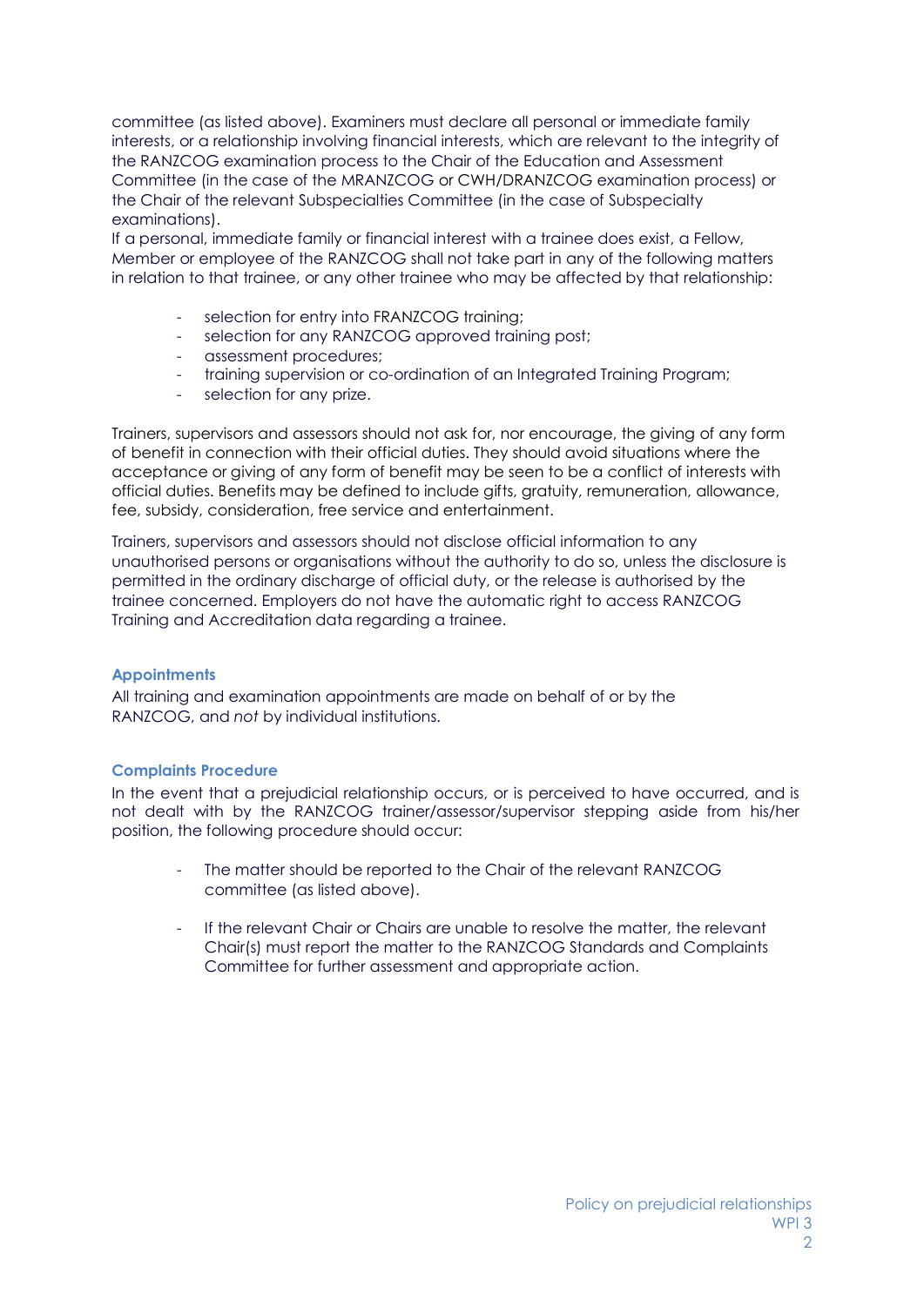committee (as listed above). Examiners must declare all personal or immediate family interests, or a relationship involving financial interests, which are relevant to the integrity of the RANZCOG examination process to the Chair of the Education and Assessment Committee (in the case of the MRANZCOG or CWH/DRANZCOG examination process) or the Chair of the relevant Subspecialties Committee (in the case of Subspecialty examinations).

If a personal, immediate family or financial interest with a trainee does exist, a Fellow, Member or employee of the RANZCOG shall not take part in any of the following matters in relation to that trainee, or any other trainee who may be affected by that relationship:

- selection for entry into FRANZCOG training;
- selection for any RANZCOG approved training post;
- assessment procedures;
- training supervision or co-ordination of an Integrated Training Program;
- selection for any prize.

Trainers, supervisors and assessors should not ask for, nor encourage, the giving of any form of benefit in connection with their official duties. They should avoid situations where the acceptance or giving of any form of benefit may be seen to be a conflict of interests with official duties. Benefits may be defined to include gifts, gratuity, remuneration, allowance, fee, subsidy, consideration, free service and entertainment.

Trainers, supervisors and assessors should not disclose official information to any unauthorised persons or organisations without the authority to do so, unless the disclosure is permitted in the ordinary discharge of official duty, or the release is authorised by the trainee concerned. Employers do not have the automatic right to access RANZCOG Training and Accreditation data regarding a trainee.

### Appointments

All training and examination appointments are made on behalf of or by the RANZCOG, and *not* by individual institutions.

### Complaints Procedure

In the event that a prejudicial relationship occurs, or is perceived to have occurred, and is not dealt with by the RANZCOG trainer/assessor/supervisor stepping aside from his/her position, the following procedure should occur:

- The matter should be reported to the Chair of the relevant RANZCOG committee (as listed above).
- If the relevant Chair or Chairs are unable to resolve the matter, the relevant Chair(s) must report the matter to the RANZCOG Standards and Complaints Committee for further assessment and appropriate action.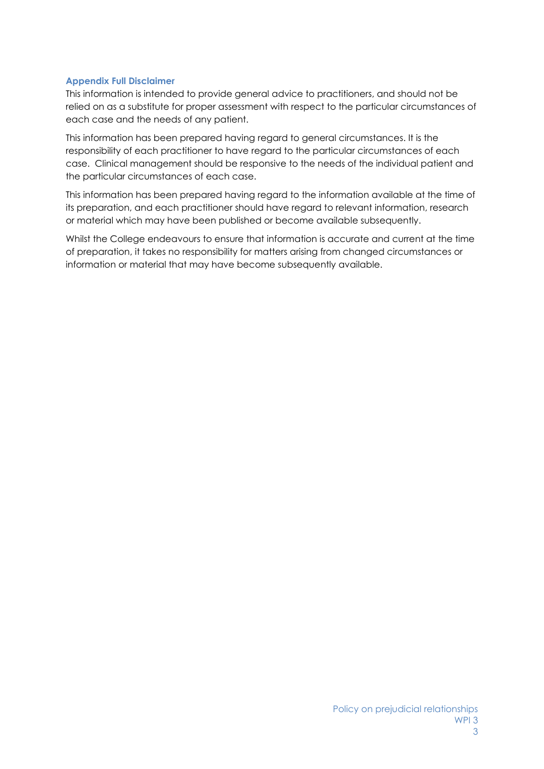### Appendix Full Disclaimer

This information is intended to provide general advice to practitioners, and should not be relied on as a substitute for proper assessment with respect to the particular circumstances of each case and the needs of any patient.

This information has been prepared having regard to general circumstances. It is the responsibility of each practitioner to have regard to the particular circumstances of each case. Clinical management should be responsive to the needs of the individual patient and the particular circumstances of each case.

This information has been prepared having regard to the information available at the time of its preparation, and each practitioner should have regard to relevant information, research or material which may have been published or become available subsequently.

Whilst the College endeavours to ensure that information is accurate and current at the time of preparation, it takes no responsibility for matters arising from changed circumstances or information or material that may have become subsequently available.